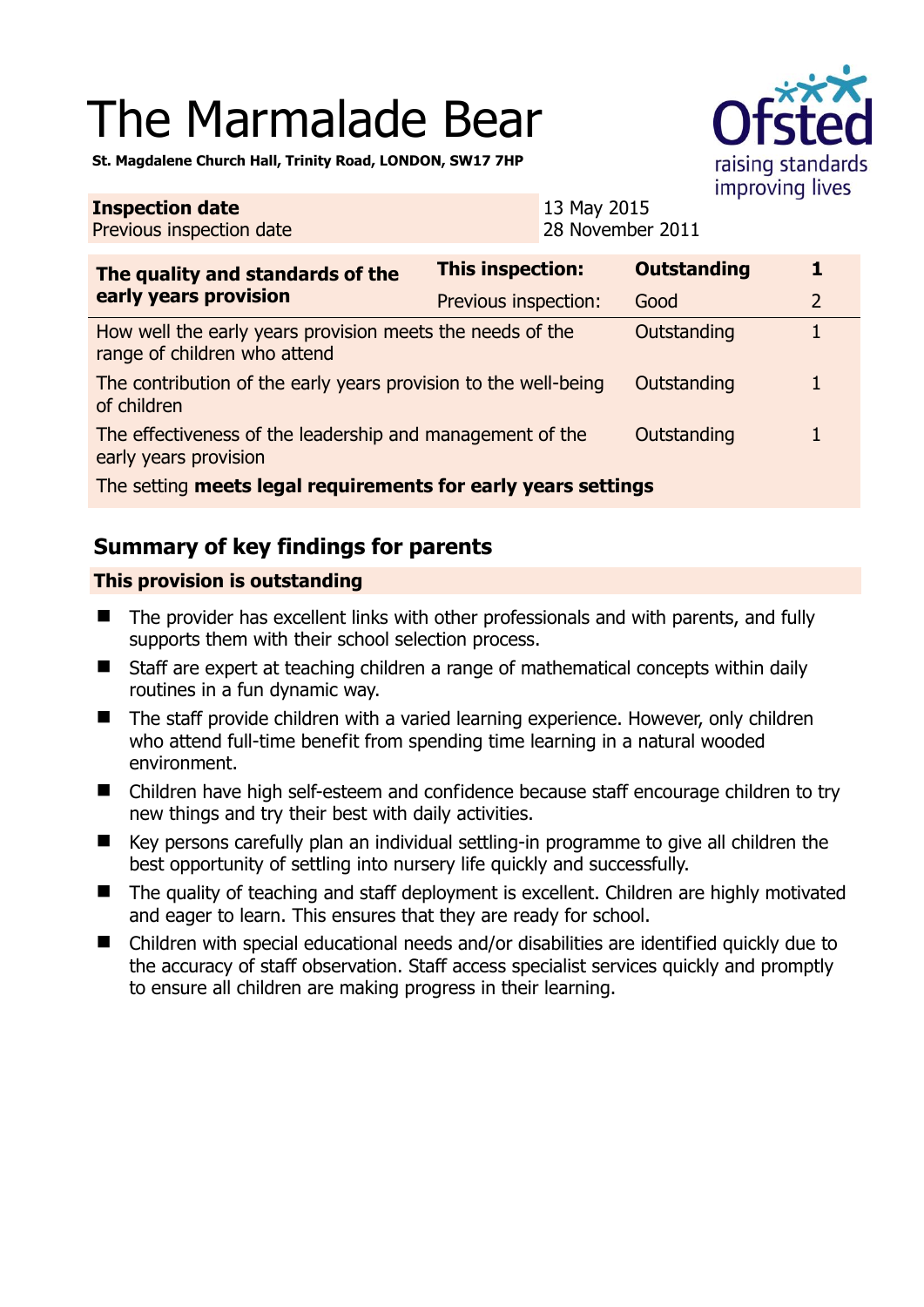# The Marmalade Bear

**St. Magdalene Church Hall, Trinity Road, LONDON, SW17 7HP**

| **Inspection date** | 13 May 2015 |
|---|---|
| Previous inspection date | 28 November 2011 |

| **The quality and standards of the early years provision** | **This inspection:** | **Outstanding** | **1** |
|---|---|---|---|
| | Previous inspection: | Good | 2 |
| How well the early years provision meets the needs of the range of children who attend | | Outstanding | 1 |
| The contribution of the early years provision to the well-being of children | | Outstanding | 1 |
| The effectiveness of the leadership and management of the early years provision | | Outstanding | 1 |
| The setting **meets legal requirements for early years settings** | | | |

## Summary of key findings for parents

**This provision is outstanding**

- The provider has excellent links with other professionals and with parents, and fully supports them with their school selection process.
- Staff are expert at teaching children a range of mathematical concepts within daily routines in a fun dynamic way.
- The staff provide children with a varied learning experience. However, only children who attend full-time benefit from spending time learning in a natural wooded environment.
- Children have high self-esteem and confidence because staff encourage children to try new things and try their best with daily activities.
- Key persons carefully plan an individual settling-in programme to give all children the best opportunity of settling into nursery life quickly and successfully.
- The quality of teaching and staff deployment is excellent. Children are highly motivated and eager to learn. This ensures that they are ready for school.
- Children with special educational needs and/or disabilities are identified quickly due to the accuracy of staff observation. Staff access specialist services quickly and promptly to ensure all children are making progress in their learning.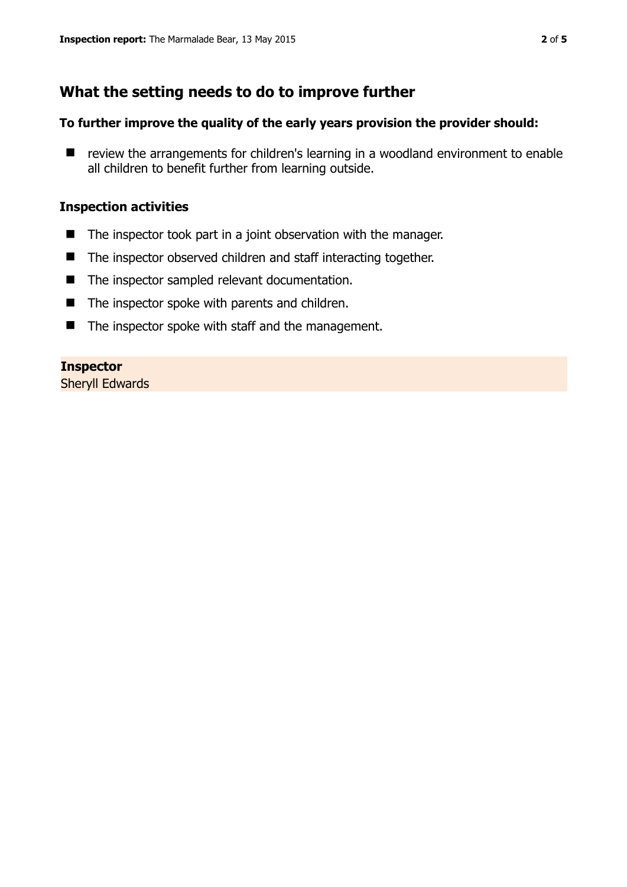## What the setting needs to do to improve further

**To further improve the quality of the early years provision the provider should:**

- review the arrangements for children's learning in a woodland environment to enable all children to benefit further from learning outside.

### Inspection activities

- The inspector took part in a joint observation with the manager.
- The inspector observed children and staff interacting together.
- The inspector sampled relevant documentation.
- The inspector spoke with parents and children.
- The inspector spoke with staff and the management.

**Inspector**
Sheryll Edwards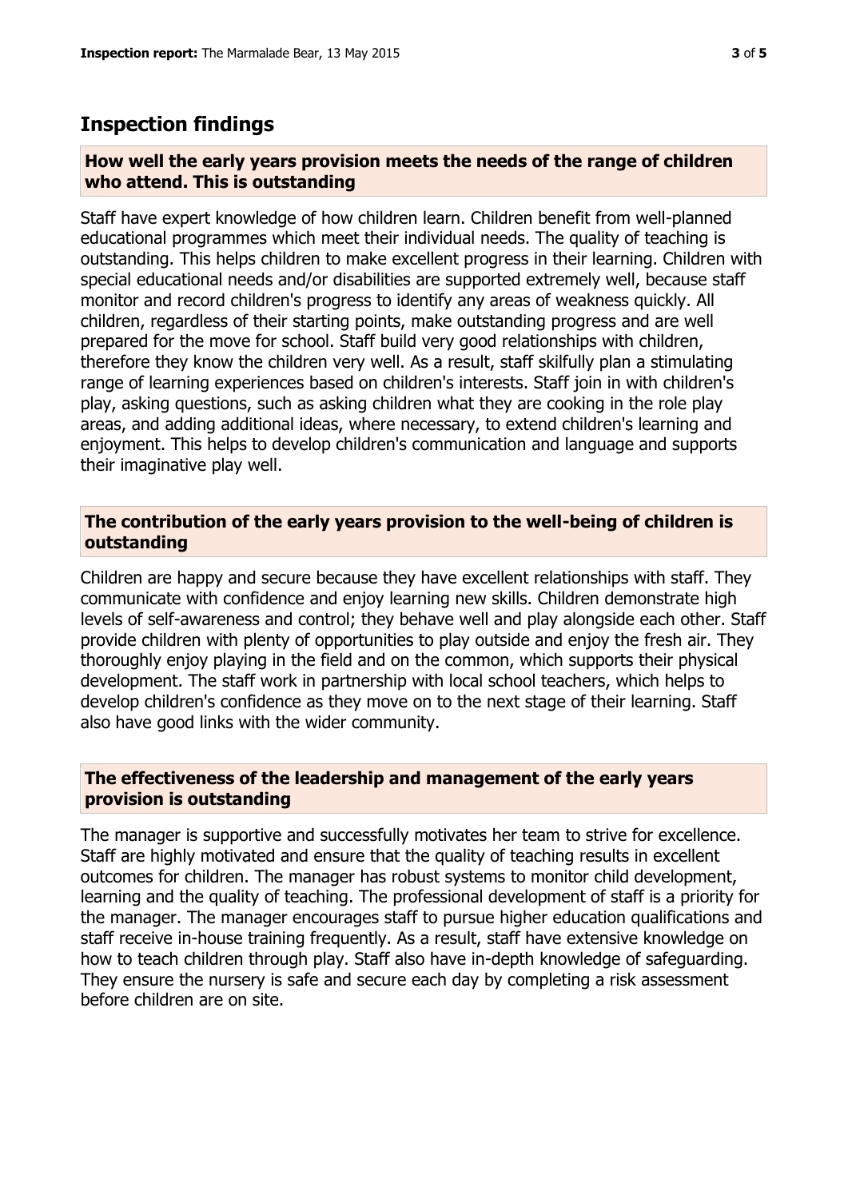## Inspection findings

### How well the early years provision meets the needs of the range of children who attend. This is outstanding

Staff have expert knowledge of how children learn. Children benefit from well-planned educational programmes which meet their individual needs. The quality of teaching is outstanding. This helps children to make excellent progress in their learning. Children with special educational needs and/or disabilities are supported extremely well, because staff monitor and record children's progress to identify any areas of weakness quickly. All children, regardless of their starting points, make outstanding progress and are well prepared for the move for school. Staff build very good relationships with children, therefore they know the children very well. As a result, staff skilfully plan a stimulating range of learning experiences based on children's interests. Staff join in with children's play, asking questions, such as asking children what they are cooking in the role play areas, and adding additional ideas, where necessary, to extend children's learning and enjoyment. This helps to develop children's communication and language and supports their imaginative play well.

### The contribution of the early years provision to the well-being of children is outstanding

Children are happy and secure because they have excellent relationships with staff. They communicate with confidence and enjoy learning new skills. Children demonstrate high levels of self-awareness and control; they behave well and play alongside each other. Staff provide children with plenty of opportunities to play outside and enjoy the fresh air. They thoroughly enjoy playing in the field and on the common, which supports their physical development. The staff work in partnership with local school teachers, which helps to develop children's confidence as they move on to the next stage of their learning. Staff also have good links with the wider community.

### The effectiveness of the leadership and management of the early years provision is outstanding

The manager is supportive and successfully motivates her team to strive for excellence. Staff are highly motivated and ensure that the quality of teaching results in excellent outcomes for children. The manager has robust systems to monitor child development, learning and the quality of teaching. The professional development of staff is a priority for the manager. The manager encourages staff to pursue higher education qualifications and staff receive in-house training frequently. As a result, staff have extensive knowledge on how to teach children through play. Staff also have in-depth knowledge of safeguarding. They ensure the nursery is safe and secure each day by completing a risk assessment before children are on site.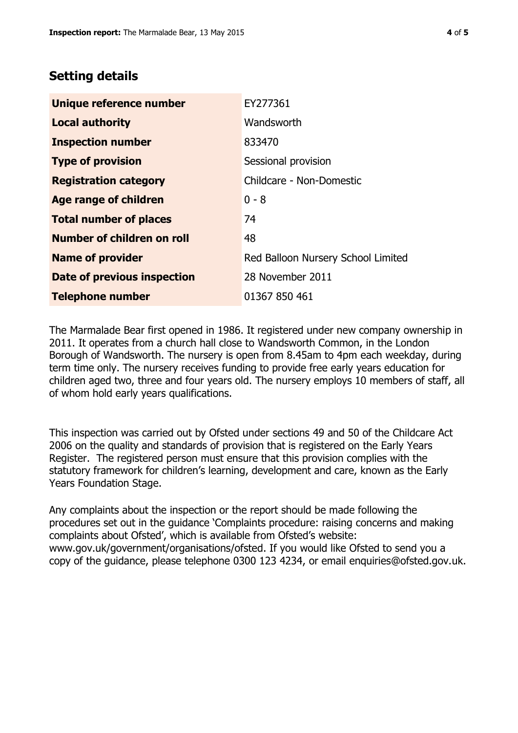## Setting details

| | |
|---|---|
| **Unique reference number** | EY277361 |
| **Local authority** | Wandsworth |
| **Inspection number** | 833470 |
| **Type of provision** | Sessional provision |
| **Registration category** | Childcare - Non-Domestic |
| **Age range of children** | 0 - 8 |
| **Total number of places** | 74 |
| **Number of children on roll** | 48 |
| **Name of provider** | Red Balloon Nursery School Limited |
| **Date of previous inspection** | 28 November 2011 |
| **Telephone number** | 01367 850 461 |

The Marmalade Bear first opened in 1986. It registered under new company ownership in 2011. It operates from a church hall close to Wandsworth Common, in the London Borough of Wandsworth. The nursery is open from 8.45am to 4pm each weekday, during term time only. The nursery receives funding to provide free early years education for children aged two, three and four years old. The nursery employs 10 members of staff, all of whom hold early years qualifications.

This inspection was carried out by Ofsted under sections 49 and 50 of the Childcare Act 2006 on the quality and standards of provision that is registered on the Early Years Register. The registered person must ensure that this provision complies with the statutory framework for children's learning, development and care, known as the Early Years Foundation Stage.

Any complaints about the inspection or the report should be made following the procedures set out in the guidance 'Complaints procedure: raising concerns and making complaints about Ofsted', which is available from Ofsted's website: www.gov.uk/government/organisations/ofsted. If you would like Ofsted to send you a copy of the guidance, please telephone 0300 123 4234, or email enquiries@ofsted.gov.uk.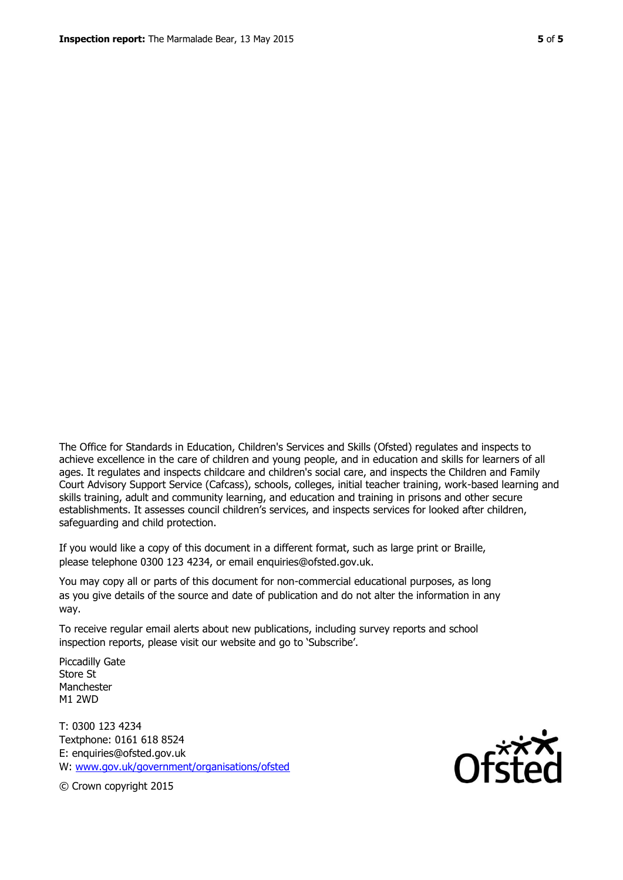The Office for Standards in Education, Children's Services and Skills (Ofsted) regulates and inspects to achieve excellence in the care of children and young people, and in education and skills for learners of all ages. It regulates and inspects childcare and children's social care, and inspects the Children and Family Court Advisory Support Service (Cafcass), schools, colleges, initial teacher training, work-based learning and skills training, adult and community learning, and education and training in prisons and other secure establishments. It assesses council children's services, and inspects services for looked after children, safeguarding and child protection.

If you would like a copy of this document in a different format, such as large print or Braille, please telephone 0300 123 4234, or email enquiries@ofsted.gov.uk.

You may copy all or parts of this document for non-commercial educational purposes, as long as you give details of the source and date of publication and do not alter the information in any way.

To receive regular email alerts about new publications, including survey reports and school inspection reports, please visit our website and go to 'Subscribe'.

Piccadilly Gate
Store St
Manchester
M1 2WD

T: 0300 123 4234
Textphone: 0161 618 8524
E: enquiries@ofsted.gov.uk
W: [www.gov.uk/government/organisations/ofsted](http://www.gov.uk/government/organisations/ofsted)

© Crown copyright 2015

Ofsted